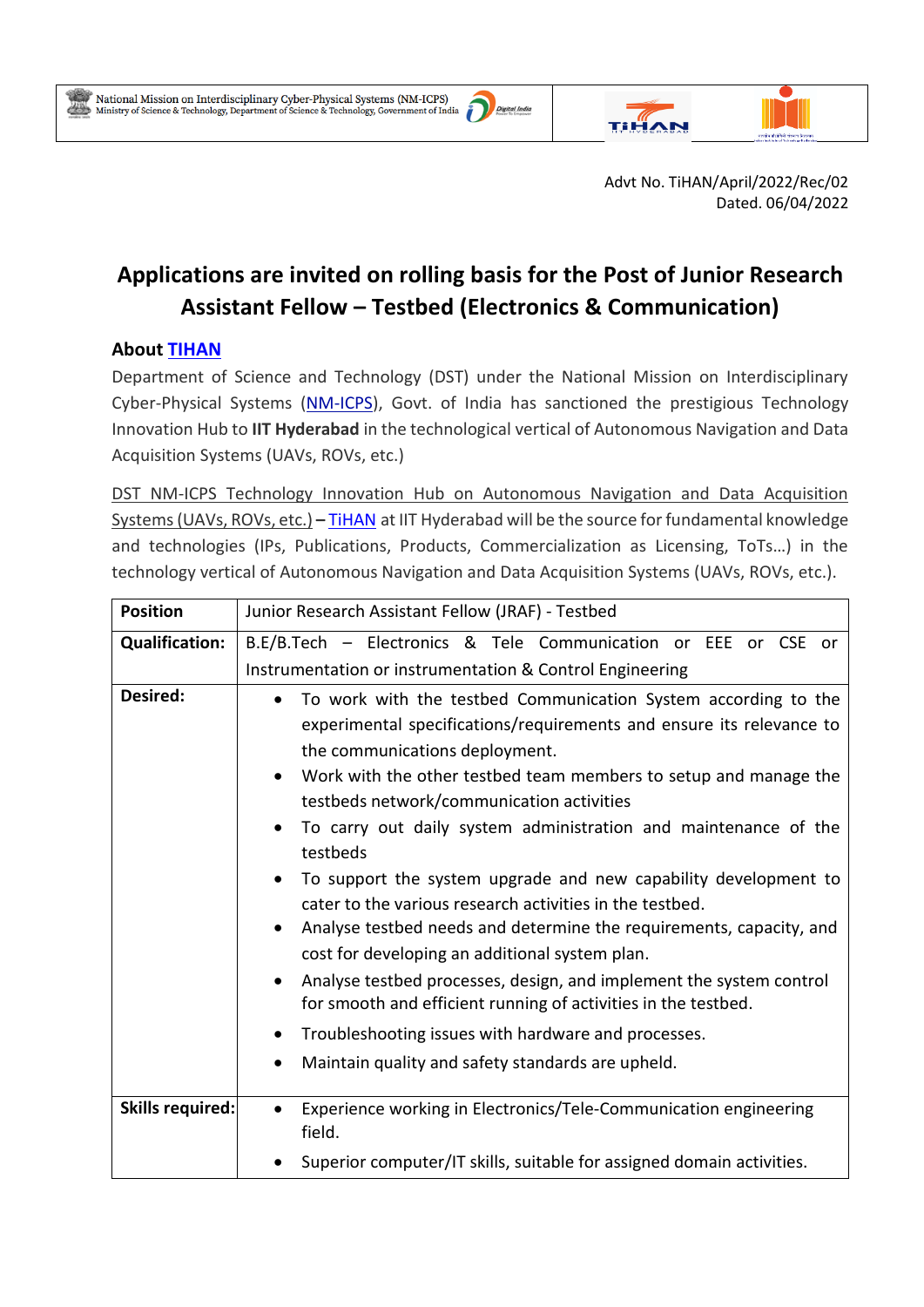Advt No. TiHAN/April/2022/Rec/02
Dated. 06/04/2022

# Applications are invited on rolling basis for the Post of Junior Research Assistant Fellow – Testbed (Electronics & Communication)

## About TIHAN

Department of Science and Technology (DST) under the National Mission on Interdisciplinary Cyber-Physical Systems (NM-ICPS), Govt. of India has sanctioned the prestigious Technology Innovation Hub to **IIT Hyderabad** in the technological vertical of Autonomous Navigation and Data Acquisition Systems (UAVs, ROVs, etc.)

DST NM-ICPS Technology Innovation Hub on Autonomous Navigation and Data Acquisition Systems (UAVs, ROVs, etc.) – TiHAN at IIT Hyderabad will be the source for fundamental knowledge and technologies (IPs, Publications, Products, Commercialization as Licensing, ToTs…) in the technology vertical of Autonomous Navigation and Data Acquisition Systems (UAVs, ROVs, etc.).

| **Position** | Junior Research Assistant Fellow (JRAF) - Testbed |
|---|---|
| **Qualification:** | B.E/B.Tech – Electronics & Tele Communication or EEE or CSE or Instrumentation or instrumentation & Control Engineering |
| **Desired:** | • To work with the testbed Communication System according to the experimental specifications/requirements and ensure its relevance to the communications deployment.<br>• Work with the other testbed team members to setup and manage the testbeds network/communication activities<br>• To carry out daily system administration and maintenance of the testbeds<br>• To support the system upgrade and new capability development to cater to the various research activities in the testbed.<br>• Analyse testbed needs and determine the requirements, capacity, and cost for developing an additional system plan.<br>• Analyse testbed processes, design, and implement the system control for smooth and efficient running of activities in the testbed.<br>• Troubleshooting issues with hardware and processes.<br>• Maintain quality and safety standards are upheld. |
| **Skills required:** | • Experience working in Electronics/Tele-Communication engineering field.<br>• Superior computer/IT skills, suitable for assigned domain activities. |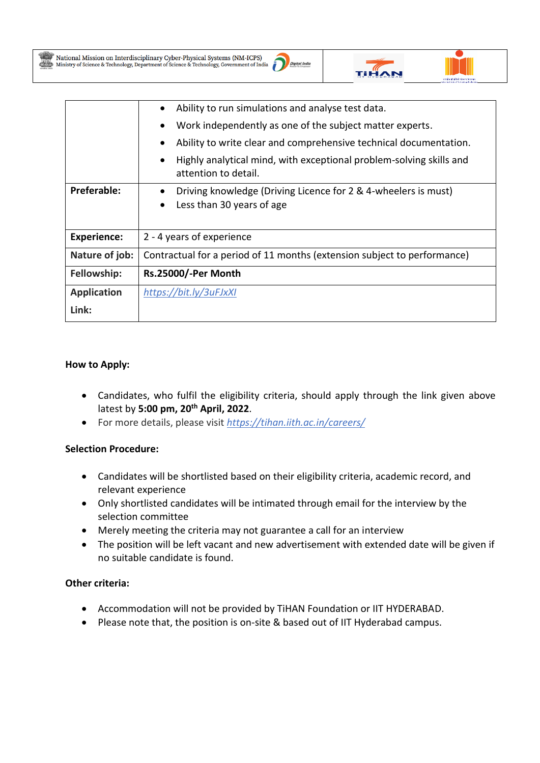| | |
|---|---|
| | • Ability to run simulations and analyse test data.<br>• Work independently as one of the subject matter experts.<br>• Ability to write clear and comprehensive technical documentation.<br>• Highly analytical mind, with exceptional problem-solving skills and attention to detail. |
| **Preferable:** | • Driving knowledge (Driving Licence for 2 & 4-wheelers is must)<br>• Less than 30 years of age |
| **Experience:** | 2 - 4 years of experience |
| **Nature of job:** | Contractual for a period of 11 months (extension subject to performance) |
| **Fellowship:** | **Rs.25000/-Per Month** |
| **Application Link:** | *https://bit.ly/3uFJxXI* |

**How to Apply:**

- Candidates, who fulfil the eligibility criteria, should apply through the link given above latest by **5:00 pm, 20th April, 2022**.
- For more details, please visit *https://tihan.iith.ac.in/careers/*

**Selection Procedure:**

- Candidates will be shortlisted based on their eligibility criteria, academic record, and relevant experience
- Only shortlisted candidates will be intimated through email for the interview by the selection committee
- Merely meeting the criteria may not guarantee a call for an interview
- The position will be left vacant and new advertisement with extended date will be given if no suitable candidate is found.

**Other criteria:**

- Accommodation will not be provided by TiHAN Foundation or IIT HYDERABAD.
- Please note that, the position is on-site & based out of IIT Hyderabad campus.